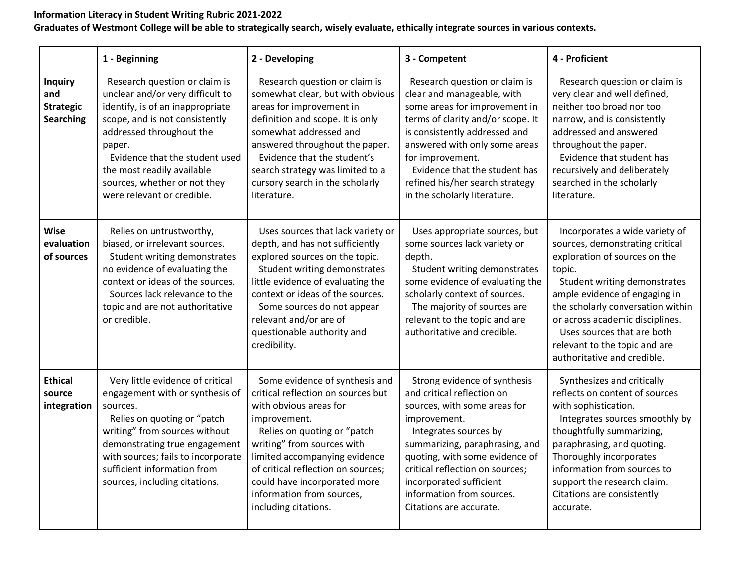**Information Literacy in Student Writing Rubric 2021-2022**

**Graduates of Westmont College will be able to strategically search, wisely evaluate, ethically integrate sources in various contexts.**

| | 1 - Beginning | 2 - Developing | 3 - Competent | 4 - Proficient |
|---|---|---|---|---|
| **Inquiry and Strategic Searching** | Research question or claim is unclear and/or very difficult to identify, is of an inappropriate scope, and is not consistently addressed throughout the paper. Evidence that the student used the most readily available sources, whether or not they were relevant or credible. | Research question or claim is somewhat clear, but with obvious areas for improvement in definition and scope. It is only somewhat addressed and answered throughout the paper. Evidence that the student's search strategy was limited to a cursory search in the scholarly literature. | Research question or claim is clear and manageable, with some areas for improvement in terms of clarity and/or scope. It is consistently addressed and answered with only some areas for improvement. Evidence that the student has refined his/her search strategy in the scholarly literature. | Research question or claim is very clear and well defined, neither too broad nor too narrow, and is consistently addressed and answered throughout the paper. Evidence that student has recursively and deliberately searched in the scholarly literature. |
| **Wise evaluation of sources** | Relies on untrustworthy, biased, or irrelevant sources. Student writing demonstrates no evidence of evaluating the context or ideas of the sources. Sources lack relevance to the topic and are not authoritative or credible. | Uses sources that lack variety or depth, and has not sufficiently explored sources on the topic. Student writing demonstrates little evidence of evaluating the context or ideas of the sources. Some sources do not appear relevant and/or are of questionable authority and credibility. | Uses appropriate sources, but some sources lack variety or depth. Student writing demonstrates some evidence of evaluating the scholarly context of sources. The majority of sources are relevant to the topic and are authoritative and credible. | Incorporates a wide variety of sources, demonstrating critical exploration of sources on the topic. Student writing demonstrates ample evidence of engaging in the scholarly conversation within or across academic disciplines. Uses sources that are both relevant to the topic and are authoritative and credible. |
| **Ethical source integration** | Very little evidence of critical engagement with or synthesis of sources. Relies on quoting or "patch writing" from sources without demonstrating true engagement with sources; fails to incorporate sufficient information from sources, including citations. | Some evidence of synthesis and critical reflection on sources but with obvious areas for improvement. Relies on quoting or "patch writing" from sources with limited accompanying evidence of critical reflection on sources; could have incorporated more information from sources, including citations. | Strong evidence of synthesis and critical reflection on sources, with some areas for improvement. Integrates sources by summarizing, paraphrasing, and quoting, with some evidence of critical reflection on sources; incorporated sufficient information from sources. Citations are accurate. | Synthesizes and critically reflects on content of sources with sophistication. Integrates sources smoothly by thoughtfully summarizing, paraphrasing, and quoting. Thoroughly incorporates information from sources to support the research claim. Citations are consistently accurate. |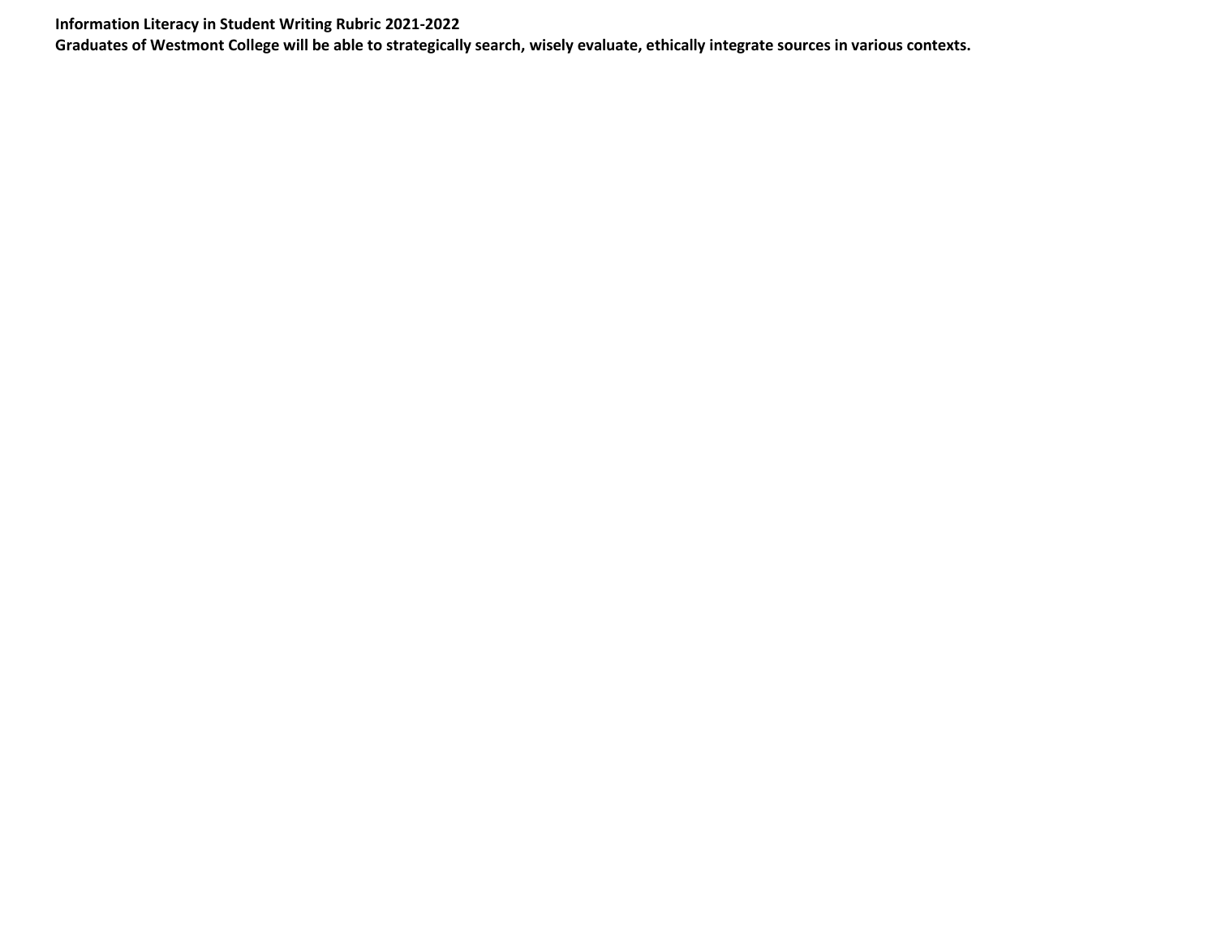**Information Literacy in Student Writing Rubric 2021-2022**

**Graduates of Westmont College will be able to strategically search, wisely evaluate, ethically integrate sources in various contexts.**